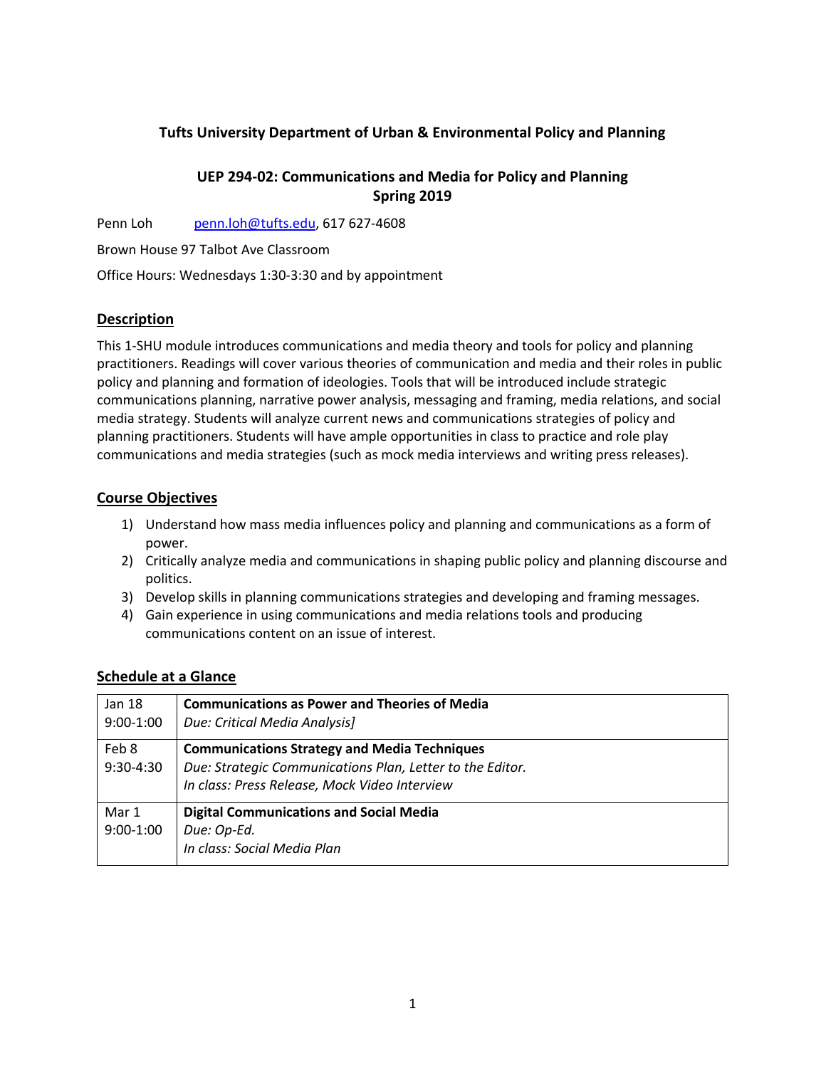**Tufts University Department of Urban & Environmental Policy and Planning**

# UEP 294-02: Communications and Media for Policy and Planning
## Spring 2019

Penn Loh    penn.loh@tufts.edu, 617 627-4608

Brown House 97 Talbot Ave Classroom

Office Hours: Wednesdays 1:30-3:30 and by appointment

## Description

This 1-SHU module introduces communications and media theory and tools for policy and planning practitioners. Readings will cover various theories of communication and media and their roles in public policy and planning and formation of ideologies. Tools that will be introduced include strategic communications planning, narrative power analysis, messaging and framing, media relations, and social media strategy. Students will analyze current news and communications strategies of policy and planning practitioners. Students will have ample opportunities in class to practice and role play communications and media strategies (such as mock media interviews and writing press releases).

## Course Objectives

1) Understand how mass media influences policy and planning and communications as a form of power.
2) Critically analyze media and communications in shaping public policy and planning discourse and politics.
3) Develop skills in planning communications strategies and developing and framing messages.
4) Gain experience in using communications and media relations tools and producing communications content on an issue of interest.

## Schedule at a Glance

| Date | Session |
|---|---|
| Jan 18<br>9:00-1:00 | **Communications as Power and Theories of Media**<br>*Due: Critical Media Analysis]* |
| Feb 8<br>9:30-4:30 | **Communications Strategy and Media Techniques**<br>*Due: Strategic Communications Plan, Letter to the Editor.*<br>*In class: Press Release, Mock Video Interview* |
| Mar 1<br>9:00-1:00 | **Digital Communications and Social Media**<br>*Due: Op-Ed.*<br>*In class: Social Media Plan* |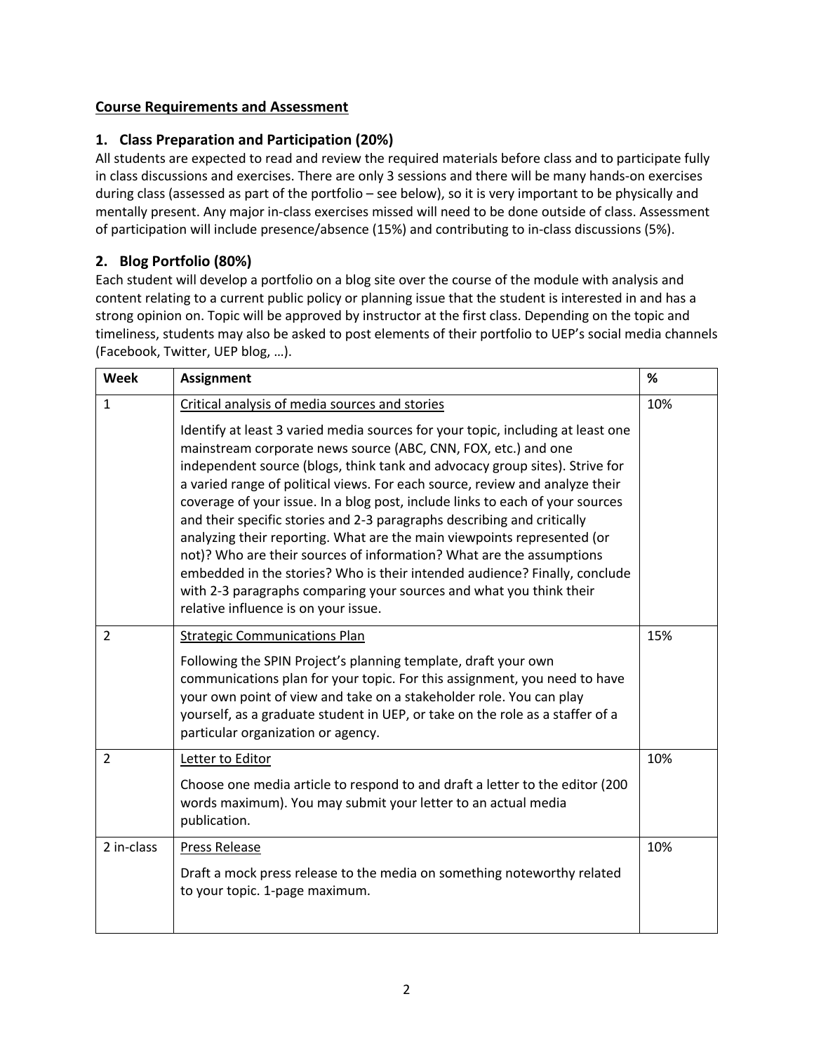## Course Requirements and Assessment

### 1. Class Preparation and Participation (20%)

All students are expected to read and review the required materials before class and to participate fully in class discussions and exercises. There are only 3 sessions and there will be many hands-on exercises during class (assessed as part of the portfolio – see below), so it is very important to be physically and mentally present. Any major in-class exercises missed will need to be done outside of class. Assessment of participation will include presence/absence (15%) and contributing to in-class discussions (5%).

### 2. Blog Portfolio (80%)

Each student will develop a portfolio on a blog site over the course of the module with analysis and content relating to a current public policy or planning issue that the student is interested in and has a strong opinion on. Topic will be approved by instructor at the first class. Depending on the topic and timeliness, students may also be asked to post elements of their portfolio to UEP's social media channels (Facebook, Twitter, UEP blog, …).

| Week | Assignment | % |
|---|---|---|
| 1 | Critical analysis of media sources and stories<br><br>Identify at least 3 varied media sources for your topic, including at least one mainstream corporate news source (ABC, CNN, FOX, etc.) and one independent source (blogs, think tank and advocacy group sites). Strive for a varied range of political views. For each source, review and analyze their coverage of your issue. In a blog post, include links to each of your sources and their specific stories and 2-3 paragraphs describing and critically analyzing their reporting. What are the main viewpoints represented (or not)? Who are their sources of information? What are the assumptions embedded in the stories? Who is their intended audience? Finally, conclude with 2-3 paragraphs comparing your sources and what you think their relative influence is on your issue. | 10% |
| 2 | Strategic Communications Plan<br><br>Following the SPIN Project's planning template, draft your own communications plan for your topic. For this assignment, you need to have your own point of view and take on a stakeholder role. You can play yourself, as a graduate student in UEP, or take on the role as a staffer of a particular organization or agency. | 15% |
| 2 | Letter to Editor<br><br>Choose one media article to respond to and draft a letter to the editor (200 words maximum). You may submit your letter to an actual media publication. | 10% |
| 2 in-class | Press Release<br><br>Draft a mock press release to the media on something noteworthy related to your topic. 1-page maximum. | 10% |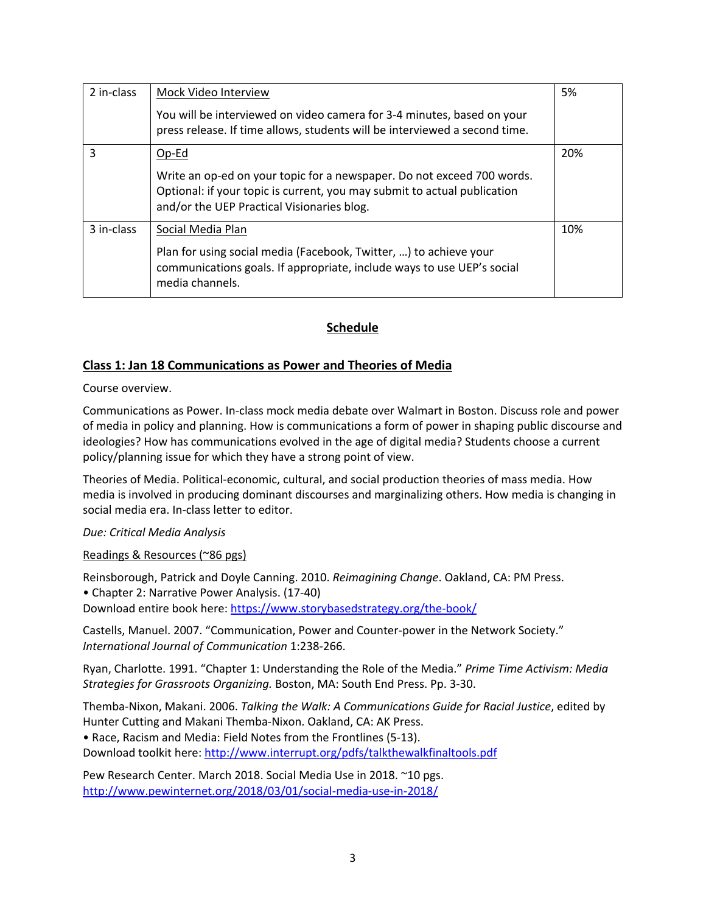| | | |
|---|---|---|
| 2 in-class | Mock Video Interview<br><br>You will be interviewed on video camera for 3-4 minutes, based on your press release. If time allows, students will be interviewed a second time. | 5% |
| 3 | Op-Ed<br><br>Write an op-ed on your topic for a newspaper. Do not exceed 700 words. Optional: if your topic is current, you may submit to actual publication and/or the UEP Practical Visionaries blog. | 20% |
| 3 in-class | Social Media Plan<br><br>Plan for using social media (Facebook, Twitter, …) to achieve your communications goals. If appropriate, include ways to use UEP's social media channels. | 10% |

## Schedule

### Class 1: Jan 18 Communications as Power and Theories of Media

Course overview.

Communications as Power. In-class mock media debate over Walmart in Boston. Discuss role and power of media in policy and planning. How is communications a form of power in shaping public discourse and ideologies? How has communications evolved in the age of digital media? Students choose a current policy/planning issue for which they have a strong point of view.

Theories of Media. Political-economic, cultural, and social production theories of mass media. How media is involved in producing dominant discourses and marginalizing others. How media is changing in social media era. In-class letter to editor.

*Due: Critical Media Analysis*

Readings & Resources (~86 pgs)

Reinsborough, Patrick and Doyle Canning. 2010. *Reimagining Change*. Oakland, CA: PM Press.
• Chapter 2: Narrative Power Analysis. (17-40)
Download entire book here: https://www.storybasedstrategy.org/the-book/

Castells, Manuel. 2007. "Communication, Power and Counter-power in the Network Society." *International Journal of Communication* 1:238-266.

Ryan, Charlotte. 1991. "Chapter 1: Understanding the Role of the Media." *Prime Time Activism: Media Strategies for Grassroots Organizing.* Boston, MA: South End Press. Pp. 3-30.

Themba-Nixon, Makani. 2006. *Talking the Walk: A Communications Guide for Racial Justice*, edited by Hunter Cutting and Makani Themba-Nixon. Oakland, CA: AK Press.
• Race, Racism and Media: Field Notes from the Frontlines (5-13).
Download toolkit here: http://www.interrupt.org/pdfs/talkthewalkfinaltools.pdf

Pew Research Center. March 2018. Social Media Use in 2018. ~10 pgs.
http://www.pewinternet.org/2018/03/01/social-media-use-in-2018/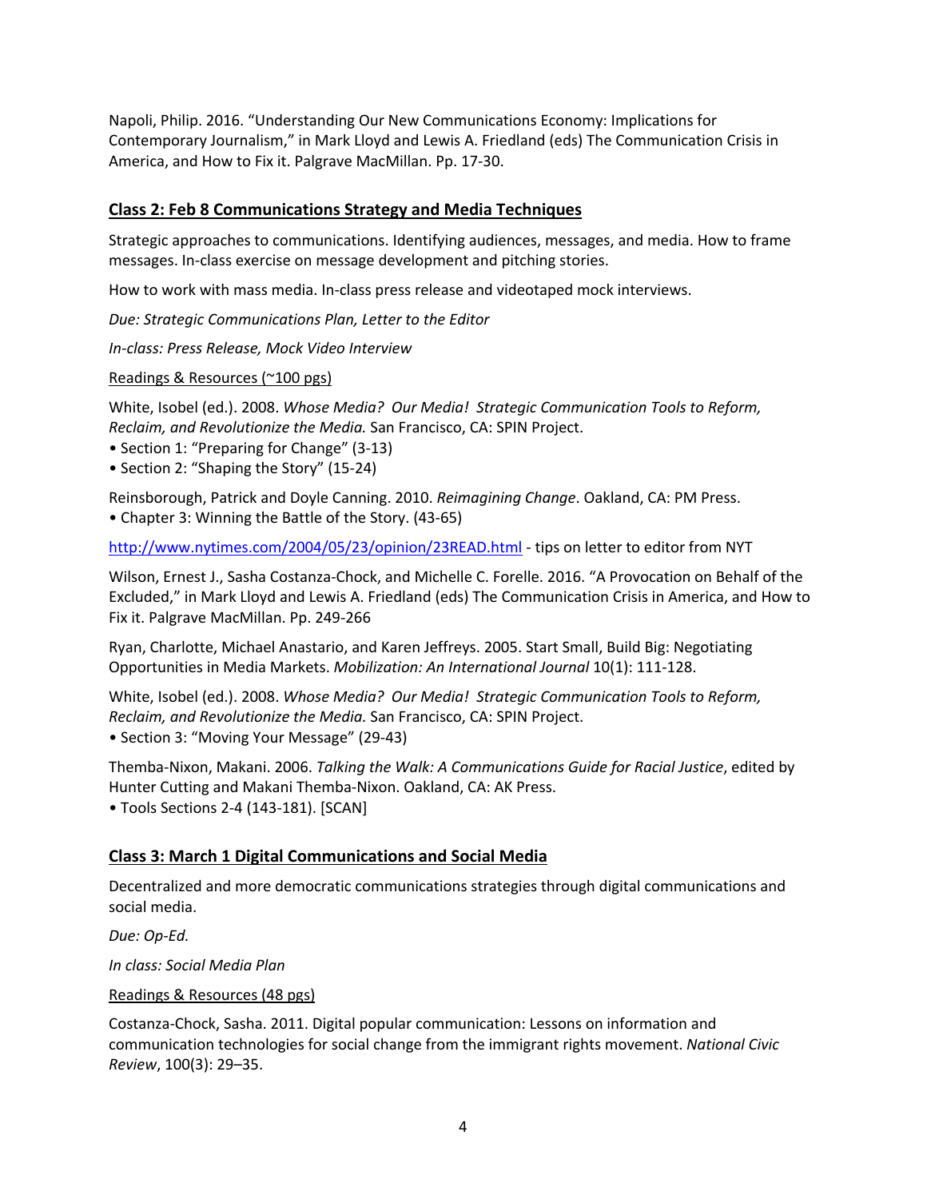Napoli, Philip. 2016. "Understanding Our New Communications Economy: Implications for Contemporary Journalism," in Mark Lloyd and Lewis A. Friedland (eds) The Communication Crisis in America, and How to Fix it. Palgrave MacMillan. Pp. 17-30.

## Class 2: Feb 8 Communications Strategy and Media Techniques

Strategic approaches to communications. Identifying audiences, messages, and media. How to frame messages. In-class exercise on message development and pitching stories.

How to work with mass media. In-class press release and videotaped mock interviews.

*Due: Strategic Communications Plan, Letter to the Editor*

*In-class: Press Release, Mock Video Interview*

Readings & Resources (~100 pgs)

White, Isobel (ed.). 2008. *Whose Media? Our Media! Strategic Communication Tools to Reform, Reclaim, and Revolutionize the Media.* San Francisco, CA: SPIN Project.
- Section 1: "Preparing for Change" (3-13)
- Section 2: "Shaping the Story" (15-24)

Reinsborough, Patrick and Doyle Canning. 2010. *Reimagining Change*. Oakland, CA: PM Press.
- Chapter 3: Winning the Battle of the Story. (43-65)

http://www.nytimes.com/2004/05/23/opinion/23READ.html - tips on letter to editor from NYT

Wilson, Ernest J., Sasha Costanza-Chock, and Michelle C. Forelle. 2016. "A Provocation on Behalf of the Excluded," in Mark Lloyd and Lewis A. Friedland (eds) The Communication Crisis in America, and How to Fix it. Palgrave MacMillan. Pp. 249-266

Ryan, Charlotte, Michael Anastario, and Karen Jeffreys. 2005. Start Small, Build Big: Negotiating Opportunities in Media Markets. *Mobilization: An International Journal* 10(1): 111-128.

White, Isobel (ed.). 2008. *Whose Media? Our Media! Strategic Communication Tools to Reform, Reclaim, and Revolutionize the Media.* San Francisco, CA: SPIN Project.
- Section 3: "Moving Your Message" (29-43)

Themba-Nixon, Makani. 2006. *Talking the Walk: A Communications Guide for Racial Justice*, edited by Hunter Cutting and Makani Themba-Nixon. Oakland, CA: AK Press.
- Tools Sections 2-4 (143-181). [SCAN]

## Class 3: March 1 Digital Communications and Social Media

Decentralized and more democratic communications strategies through digital communications and social media.

*Due: Op-Ed.*

*In class: Social Media Plan*

Readings & Resources (48 pgs)

Costanza-Chock, Sasha. 2011. Digital popular communication: Lessons on information and communication technologies for social change from the immigrant rights movement. *National Civic Review*, 100(3): 29–35.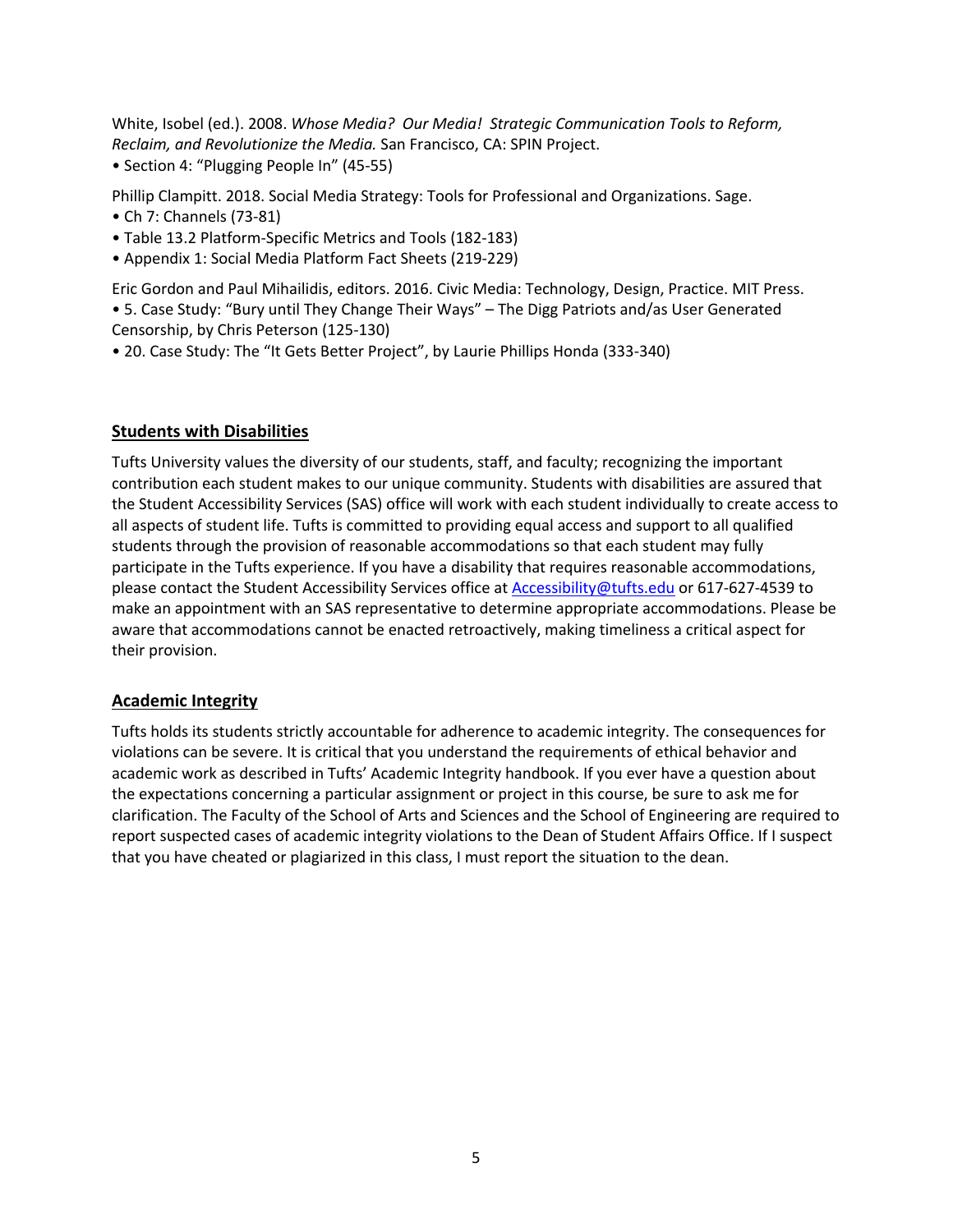White, Isobel (ed.). 2008. *Whose Media? Our Media! Strategic Communication Tools to Reform, Reclaim, and Revolutionize the Media.* San Francisco, CA: SPIN Project.

- Section 4: "Plugging People In" (45-55)

Phillip Clampitt. 2018. Social Media Strategy: Tools for Professional and Organizations. Sage.

- Ch 7: Channels (73-81)
- Table 13.2 Platform-Specific Metrics and Tools (182-183)
- Appendix 1: Social Media Platform Fact Sheets (219-229)

Eric Gordon and Paul Mihailidis, editors. 2016. Civic Media: Technology, Design, Practice. MIT Press.

- 5. Case Study: "Bury until They Change Their Ways" – The Digg Patriots and/as User Generated Censorship, by Chris Peterson (125-130)
- 20. Case Study: The "It Gets Better Project", by Laurie Phillips Honda (333-340)

## Students with Disabilities

Tufts University values the diversity of our students, staff, and faculty; recognizing the important contribution each student makes to our unique community. Students with disabilities are assured that the Student Accessibility Services (SAS) office will work with each student individually to create access to all aspects of student life. Tufts is committed to providing equal access and support to all qualified students through the provision of reasonable accommodations so that each student may fully participate in the Tufts experience. If you have a disability that requires reasonable accommodations, please contact the Student Accessibility Services office at Accessibility@tufts.edu or 617-627-4539 to make an appointment with an SAS representative to determine appropriate accommodations. Please be aware that accommodations cannot be enacted retroactively, making timeliness a critical aspect for their provision.

## Academic Integrity

Tufts holds its students strictly accountable for adherence to academic integrity. The consequences for violations can be severe. It is critical that you understand the requirements of ethical behavior and academic work as described in Tufts' Academic Integrity handbook. If you ever have a question about the expectations concerning a particular assignment or project in this course, be sure to ask me for clarification. The Faculty of the School of Arts and Sciences and the School of Engineering are required to report suspected cases of academic integrity violations to the Dean of Student Affairs Office. If I suspect that you have cheated or plagiarized in this class, I must report the situation to the dean.